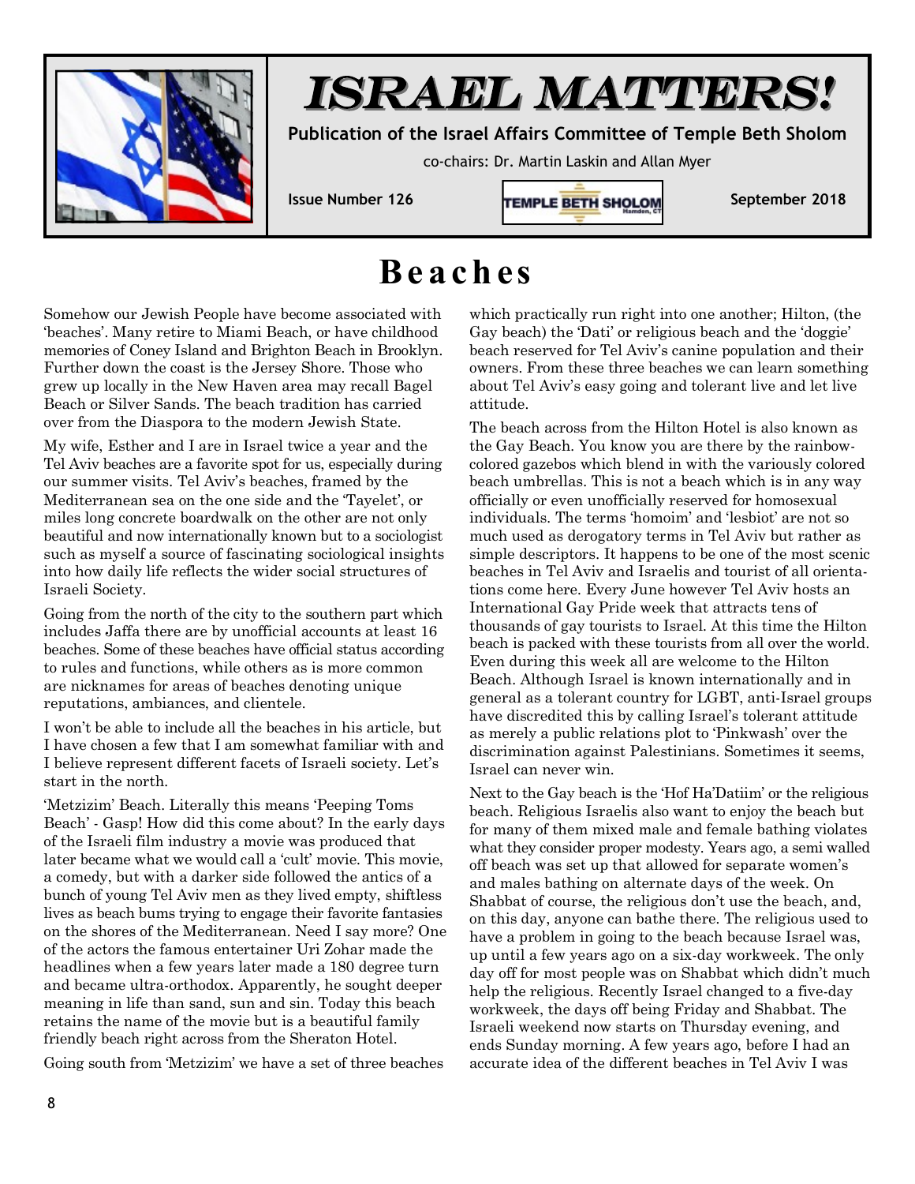# ISRAEL MATTERS!

**Publication of the Israel Affairs Committee of Temple Beth Sholom**

co-chairs: Dr. Martin Laskin and Allan Myer

**Issue Number 126** | **September 2018**

## Beaches

Somehow our Jewish People have become associated with 'beaches'. Many retire to Miami Beach, or have childhood memories of Coney Island and Brighton Beach in Brooklyn. Further down the coast is the Jersey Shore. Those who grew up locally in the New Haven area may recall Bagel Beach or Silver Sands. The beach tradition has carried over from the Diaspora to the modern Jewish State.

My wife, Esther and I are in Israel twice a year and the Tel Aviv beaches are a favorite spot for us, especially during our summer visits. Tel Aviv's beaches, framed by the Mediterranean sea on the one side and the 'Tayelet', or miles long concrete boardwalk on the other are not only beautiful and now internationally known but to a sociologist such as myself a source of fascinating sociological insights into how daily life reflects the wider social structures of Israeli Society.

Going from the north of the city to the southern part which includes Jaffa there are by unofficial accounts at least 16 beaches. Some of these beaches have official status according to rules and functions, while others as is more common are nicknames for areas of beaches denoting unique reputations, ambiances, and clientele.

I won't be able to include all the beaches in his article, but I have chosen a few that I am somewhat familiar with and I believe represent different facets of Israeli society. Let's start in the north.

'Metzizim' Beach. Literally this means 'Peeping Toms Beach' - Gasp! How did this come about? In the early days of the Israeli film industry a movie was produced that later became what we would call a 'cult' movie. This movie, a comedy, but with a darker side followed the antics of a bunch of young Tel Aviv men as they lived empty, shiftless lives as beach bums trying to engage their favorite fantasies on the shores of the Mediterranean. Need I say more? One of the actors the famous entertainer Uri Zohar made the headlines when a few years later made a 180 degree turn and became ultra-orthodox. Apparently, he sought deeper meaning in life than sand, sun and sin. Today this beach retains the name of the movie but is a beautiful family friendly beach right across from the Sheraton Hotel.

Going south from 'Metzizim' we have a set of three beaches which practically run right into one another; Hilton, (the Gay beach) the 'Dati' or religious beach and the 'doggie' beach reserved for Tel Aviv's canine population and their owners. From these three beaches we can learn something about Tel Aviv's easy going and tolerant live and let live attitude.

The beach across from the Hilton Hotel is also known as the Gay Beach. You know you are there by the rainbow-colored gazebos which blend in with the variously colored beach umbrellas. This is not a beach which is in any way officially or even unofficially reserved for homosexual individuals. The terms 'homoim' and 'lesbiot' are not so much used as derogatory terms in Tel Aviv but rather as simple descriptors. It happens to be one of the most scenic beaches in Tel Aviv and Israelis and tourist of all orientations come here. Every June however Tel Aviv hosts an International Gay Pride week that attracts tens of thousands of gay tourists to Israel. At this time the Hilton beach is packed with these tourists from all over the world. Even during this week all are welcome to the Hilton Beach. Although Israel is known internationally and in general as a tolerant country for LGBT, anti-Israel groups have discredited this by calling Israel's tolerant attitude as merely a public relations plot to 'Pinkwash' over the discrimination against Palestinians. Sometimes it seems, Israel can never win.

Next to the Gay beach is the 'Hof Ha'Datiim' or the religious beach. Religious Israelis also want to enjoy the beach but for many of them mixed male and female bathing violates what they consider proper modesty. Years ago, a semi walled off beach was set up that allowed for separate women's and males bathing on alternate days of the week. On Shabbat of course, the religious don't use the beach, and, on this day, anyone can bathe there. The religious used to have a problem in going to the beach because Israel was, up until a few years ago on a six-day workweek. The only day off for most people was on Shabbat which didn't much help the religious. Recently Israel changed to a five-day workweek, the days off being Friday and Shabbat. The Israeli weekend now starts on Thursday evening, and ends Sunday morning. A few years ago, before I had an accurate idea of the different beaches in Tel Aviv I was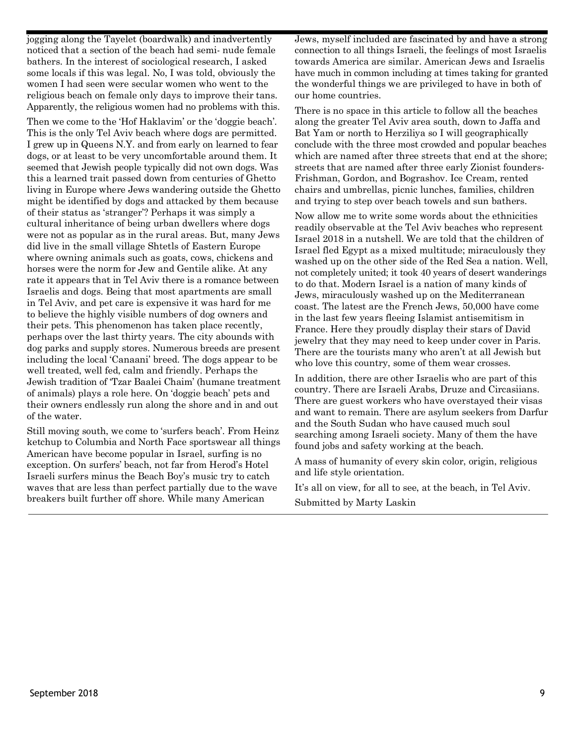jogging along the Tayelet (boardwalk) and inadvertently noticed that a section of the beach had semi- nude female bathers. In the interest of sociological research, I asked some locals if this was legal. No, I was told, obviously the women I had seen were secular women who went to the religious beach on female only days to improve their tans. Apparently, the religious women had no problems with this.

Then we come to the 'Hof Haklavim' or the 'doggie beach'. This is the only Tel Aviv beach where dogs are permitted. I grew up in Queens N.Y. and from early on learned to fear dogs, or at least to be very uncomfortable around them. It seemed that Jewish people typically did not own dogs. Was this a learned trait passed down from centuries of Ghetto living in Europe where Jews wandering outside the Ghetto might be identified by dogs and attacked by them because of their status as 'stranger'? Perhaps it was simply a cultural inheritance of being urban dwellers where dogs were not as popular as in the rural areas. But, many Jews did live in the small village Shtetls of Eastern Europe where owning animals such as goats, cows, chickens and horses were the norm for Jew and Gentile alike. At any rate it appears that in Tel Aviv there is a romance between Israelis and dogs. Being that most apartments are small in Tel Aviv, and pet care is expensive it was hard for me to believe the highly visible numbers of dog owners and their pets. This phenomenon has taken place recently, perhaps over the last thirty years. The city abounds with dog parks and supply stores. Numerous breeds are present including the local 'Canaani' breed. The dogs appear to be well treated, well fed, calm and friendly. Perhaps the Jewish tradition of 'Tzar Baalei Chaim' (humane treatment of animals) plays a role here. On 'doggie beach' pets and their owners endlessly run along the shore and in and out of the water.

Still moving south, we come to 'surfers beach'. From Heinz ketchup to Columbia and North Face sportswear all things American have become popular in Israel, surfing is no exception. On surfers' beach, not far from Herod's Hotel Israeli surfers minus the Beach Boy's music try to catch waves that are less than perfect partially due to the wave breakers built further off shore. While many American Jews, myself included are fascinated by and have a strong connection to all things Israeli, the feelings of most Israelis towards America are similar. American Jews and Israelis have much in common including at times taking for granted the wonderful things we are privileged to have in both of our home countries.

There is no space in this article to follow all the beaches along the greater Tel Aviv area south, down to Jaffa and Bat Yam or north to Herziliya so I will geographically conclude with the three most crowded and popular beaches which are named after three streets that end at the shore; streets that are named after three early Zionist founders- Frishman, Gordon, and Bograshov. Ice Cream, rented chairs and umbrellas, picnic lunches, families, children and trying to step over beach towels and sun bathers.

Now allow me to write some words about the ethnicities readily observable at the Tel Aviv beaches who represent Israel 2018 in a nutshell. We are told that the children of Israel fled Egypt as a mixed multitude; miraculously they washed up on the other side of the Red Sea a nation. Well, not completely united; it took 40 years of desert wanderings to do that. Modern Israel is a nation of many kinds of Jews, miraculously washed up on the Mediterranean coast. The latest are the French Jews, 50,000 have come in the last few years fleeing Islamist antisemitism in France. Here they proudly display their stars of David jewelry that they may need to keep under cover in Paris. There are the tourists many who aren't at all Jewish but who love this country, some of them wear crosses.

In addition, there are other Israelis who are part of this country. There are Israeli Arabs, Druze and Circasiians. There are guest workers who have overstayed their visas and want to remain. There are asylum seekers from Darfur and the South Sudan who have caused much soul searching among Israeli society. Many of them the have found jobs and safety working at the beach.

A mass of humanity of every skin color, origin, religious and life style orientation.

It's all on view, for all to see, at the beach, in Tel Aviv.

Submitted by Marty Laskin